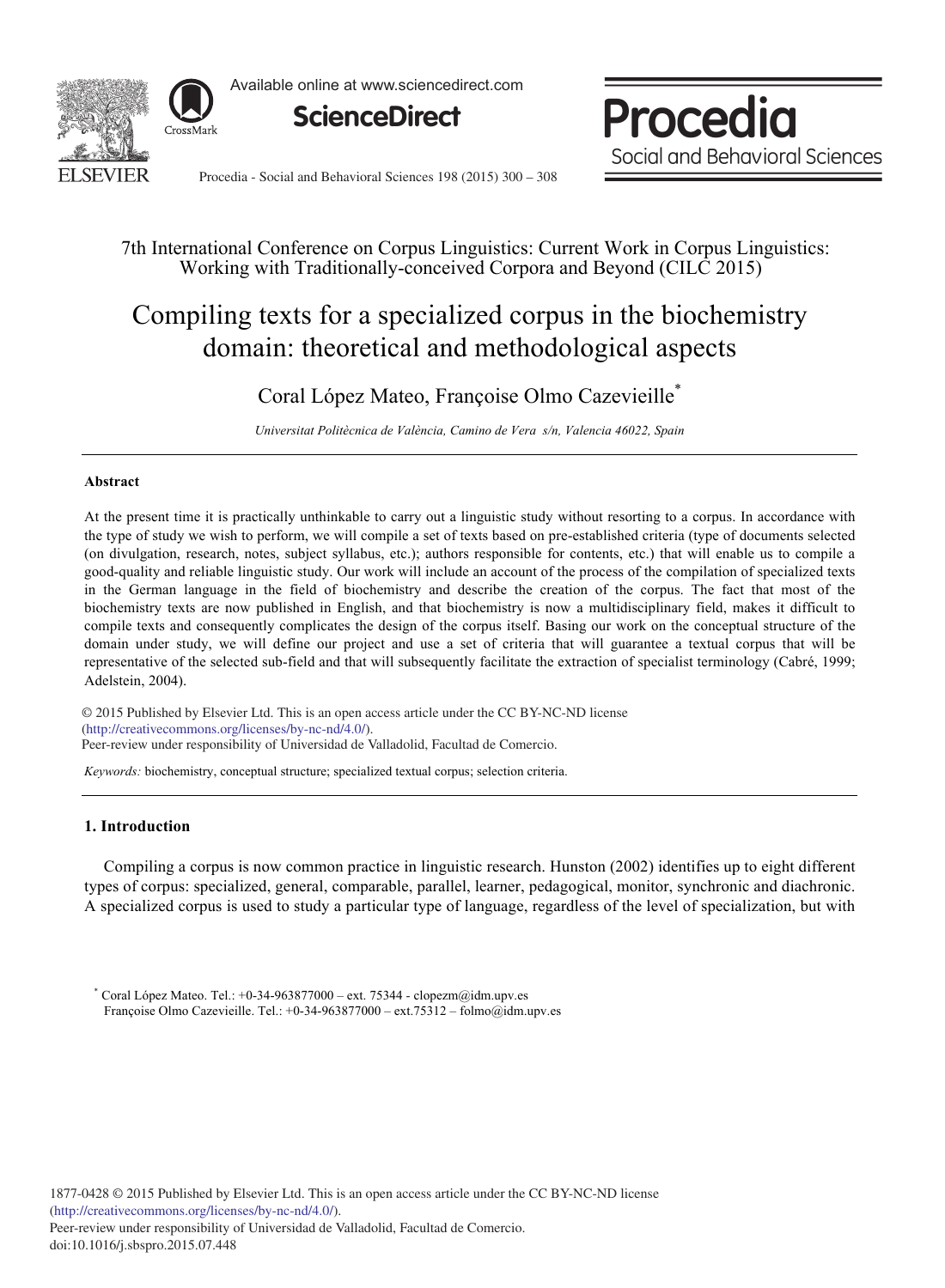7th International Conference on Corpus Linguistics: Current Work in Corpus Linguistics: Working with Traditionally-conceived Corpora and Beyond (CILC 2015)

# Compiling texts for a specialized corpus in the biochemistry domain: theoretical and methodological aspects

Coral López Mateo, Françoise Olmo Cazevieille*

*Universitat Politècnica de València, Camino de Vera s/n, Valencia 46022, Spain*

---

### Abstract

At the present time it is practically unthinkable to carry out a linguistic study without resorting to a corpus. In accordance with the type of study we wish to perform, we will compile a set of texts based on pre-established criteria (type of documents selected (on divulgation, research, notes, subject syllabus, etc.); authors responsible for contents, etc.) that will enable us to compile a good-quality and reliable linguistic study. Our work will include an account of the process of the compilation of specialized texts in the German language in the field of biochemistry and describe the creation of the corpus. The fact that most of the biochemistry texts are now published in English, and that biochemistry is now a multidisciplinary field, makes it difficult to compile texts and consequently complicates the design of the corpus itself. Basing our work on the conceptual structure of the domain under study, we will define our project and use a set of criteria that will guarantee a textual corpus that will be representative of the selected sub-field and that will subsequently facilitate the extraction of specialist terminology (Cabré, 1999; Adelstein, 2004).

© 2015 Published by Elsevier Ltd. This is an open access article under the CC BY-NC-ND license (http://creativecommons.org/licenses/by-nc-nd/4.0/).
Peer-review under responsibility of Universidad de Valladolid, Facultad de Comercio.

*Keywords:* biochemistry, conceptual structure; specialized textual corpus; selection criteria.

---

## 1. Introduction

Compiling a corpus is now common practice in linguistic research. Hunston (2002) identifies up to eight different types of corpus: specialized, general, comparable, parallel, learner, pedagogical, monitor, synchronic and diachronic. A specialized corpus is used to study a particular type of language, regardless of the level of specialization, but with

---

* Coral López Mateo. Tel.: +0-34-963877000 – ext. 75344 - clopezm@idm.upv.es
Françoise Olmo Cazevieille. Tel.: +0-34-963877000 – ext.75312 – folmo@idm.upv.es

1877-0428 © 2015 Published by Elsevier Ltd. This is an open access article under the CC BY-NC-ND license (http://creativecommons.org/licenses/by-nc-nd/4.0/).
Peer-review under responsibility of Universidad de Valladolid, Facultad de Comercio.
doi:10.1016/j.sbspro.2015.07.448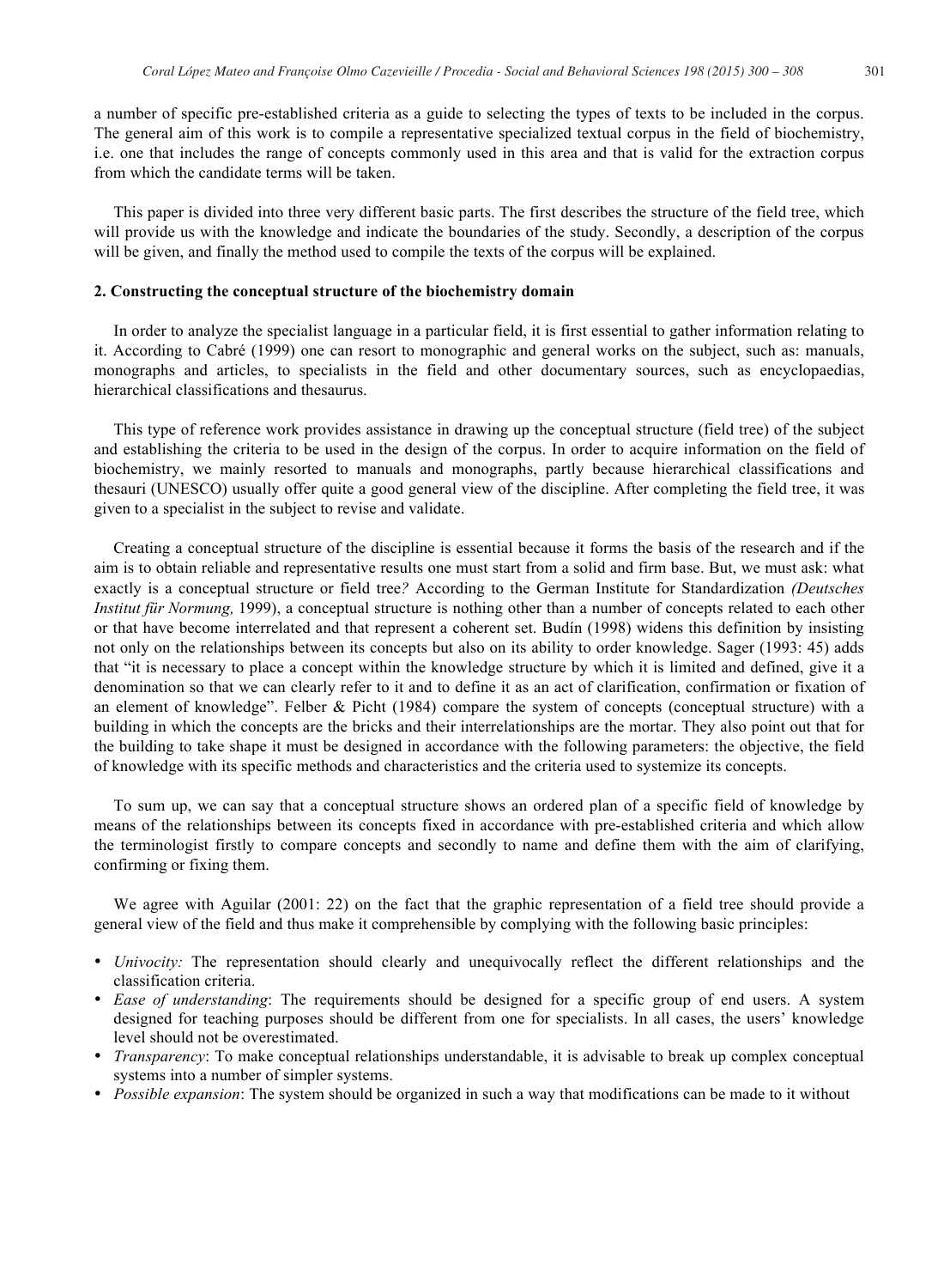a number of specific pre-established criteria as a guide to selecting the types of texts to be included in the corpus. The general aim of this work is to compile a representative specialized textual corpus in the field of biochemistry, i.e. one that includes the range of concepts commonly used in this area and that is valid for the extraction corpus from which the candidate terms will be taken.

This paper is divided into three very different basic parts. The first describes the structure of the field tree, which will provide us with the knowledge and indicate the boundaries of the study. Secondly, a description of the corpus will be given, and finally the method used to compile the texts of the corpus will be explained.

## 2. Constructing the conceptual structure of the biochemistry domain

In order to analyze the specialist language in a particular field, it is first essential to gather information relating to it. According to Cabré (1999) one can resort to monographic and general works on the subject, such as: manuals, monographs and articles, to specialists in the field and other documentary sources, such as encyclopaedias, hierarchical classifications and thesaurus.

This type of reference work provides assistance in drawing up the conceptual structure (field tree) of the subject and establishing the criteria to be used in the design of the corpus. In order to acquire information on the field of biochemistry, we mainly resorted to manuals and monographs, partly because hierarchical classifications and thesauri (UNESCO) usually offer quite a good general view of the discipline. After completing the field tree, it was given to a specialist in the subject to revise and validate.

Creating a conceptual structure of the discipline is essential because it forms the basis of the research and if the aim is to obtain reliable and representative results one must start from a solid and firm base. But, we must ask: what exactly is a conceptual structure or field tree*?* According to the German Institute for Standardization *(Deutsches Institut für Normung,* 1999), a conceptual structure is nothing other than a number of concepts related to each other or that have become interrelated and that represent a coherent set. Budín (1998) widens this definition by insisting not only on the relationships between its concepts but also on its ability to order knowledge. Sager (1993: 45) adds that "it is necessary to place a concept within the knowledge structure by which it is limited and defined, give it a denomination so that we can clearly refer to it and to define it as an act of clarification, confirmation or fixation of an element of knowledge". Felber & Picht (1984) compare the system of concepts (conceptual structure) with a building in which the concepts are the bricks and their interrelationships are the mortar. They also point out that for the building to take shape it must be designed in accordance with the following parameters: the objective, the field of knowledge with its specific methods and characteristics and the criteria used to systemize its concepts.

To sum up, we can say that a conceptual structure shows an ordered plan of a specific field of knowledge by means of the relationships between its concepts fixed in accordance with pre-established criteria and which allow the terminologist firstly to compare concepts and secondly to name and define them with the aim of clarifying, confirming or fixing them.

We agree with Aguilar (2001: 22) on the fact that the graphic representation of a field tree should provide a general view of the field and thus make it comprehensible by complying with the following basic principles:

- *Univocity:* The representation should clearly and unequivocally reflect the different relationships and the classification criteria.
- *Ease of understanding*: The requirements should be designed for a specific group of end users. A system designed for teaching purposes should be different from one for specialists. In all cases, the users' knowledge level should not be overestimated.
- *Transparency*: To make conceptual relationships understandable, it is advisable to break up complex conceptual systems into a number of simpler systems.
- *Possible expansion*: The system should be organized in such a way that modifications can be made to it without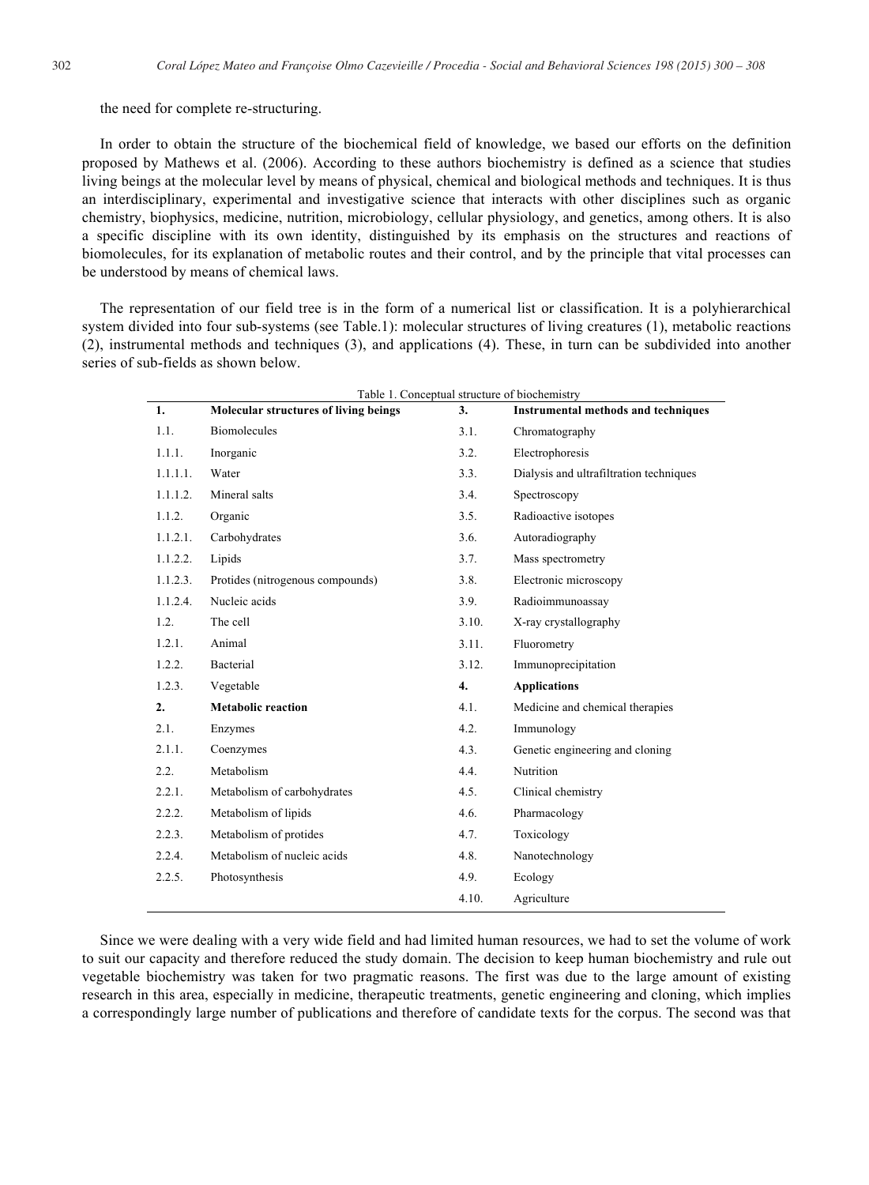the need for complete re-structuring.

In order to obtain the structure of the biochemical field of knowledge, we based our efforts on the definition proposed by Mathews et al. (2006). According to these authors biochemistry is defined as a science that studies living beings at the molecular level by means of physical, chemical and biological methods and techniques. It is thus an interdisciplinary, experimental and investigative science that interacts with other disciplines such as organic chemistry, biophysics, medicine, nutrition, microbiology, cellular physiology, and genetics, among others. It is also a specific discipline with its own identity, distinguished by its emphasis on the structures and reactions of biomolecules, for its explanation of metabolic routes and their control, and by the principle that vital processes can be understood by means of chemical laws.

The representation of our field tree is in the form of a numerical list or classification. It is a polyhierarchical system divided into four sub-systems (see Table.1): molecular structures of living creatures (1), metabolic reactions (2), instrumental methods and techniques (3), and applications (4). These, in turn can be subdivided into another series of sub-fields as shown below.

Table 1. Conceptual structure of biochemistry

| **1.** | **Molecular structures of living beings** | **3.** | **Instrumental methods and techniques** |
|---|---|---|---|
| 1.1. | Biomolecules | 3.1. | Chromatography |
| 1.1.1. | Inorganic | 3.2. | Electrophoresis |
| 1.1.1.1. | Water | 3.3. | Dialysis and ultrafiltration techniques |
| 1.1.1.2. | Mineral salts | 3.4. | Spectroscopy |
| 1.1.2. | Organic | 3.5. | Radioactive isotopes |
| 1.1.2.1. | Carbohydrates | 3.6. | Autoradiography |
| 1.1.2.2. | Lipids | 3.7. | Mass spectrometry |
| 1.1.2.3. | Protides (nitrogenous compounds) | 3.8. | Electronic microscopy |
| 1.1.2.4. | Nucleic acids | 3.9. | Radioimmunoassay |
| 1.2. | The cell | 3.10. | X-ray crystallography |
| 1.2.1. | Animal | 3.11. | Fluorometry |
| 1.2.2. | Bacterial | 3.12. | Immunoprecipitation |
| 1.2.3. | Vegetable | **4.** | **Applications** |
| **2.** | **Metabolic reaction** | 4.1. | Medicine and chemical therapies |
| 2.1. | Enzymes | 4.2. | Immunology |
| 2.1.1. | Coenzymes | 4.3. | Genetic engineering and cloning |
| 2.2. | Metabolism | 4.4. | Nutrition |
| 2.2.1. | Metabolism of carbohydrates | 4.5. | Clinical chemistry |
| 2.2.2. | Metabolism of lipids | 4.6. | Pharmacology |
| 2.2.3. | Metabolism of protides | 4.7. | Toxicology |
| 2.2.4. | Metabolism of nucleic acids | 4.8. | Nanotechnology |
| 2.2.5. | Photosynthesis | 4.9. | Ecology |
| | | 4.10. | Agriculture |

Since we were dealing with a very wide field and had limited human resources, we had to set the volume of work to suit our capacity and therefore reduced the study domain. The decision to keep human biochemistry and rule out vegetable biochemistry was taken for two pragmatic reasons. The first was due to the large amount of existing research in this area, especially in medicine, therapeutic treatments, genetic engineering and cloning, which implies a correspondingly large number of publications and therefore of candidate texts for the corpus. The second was that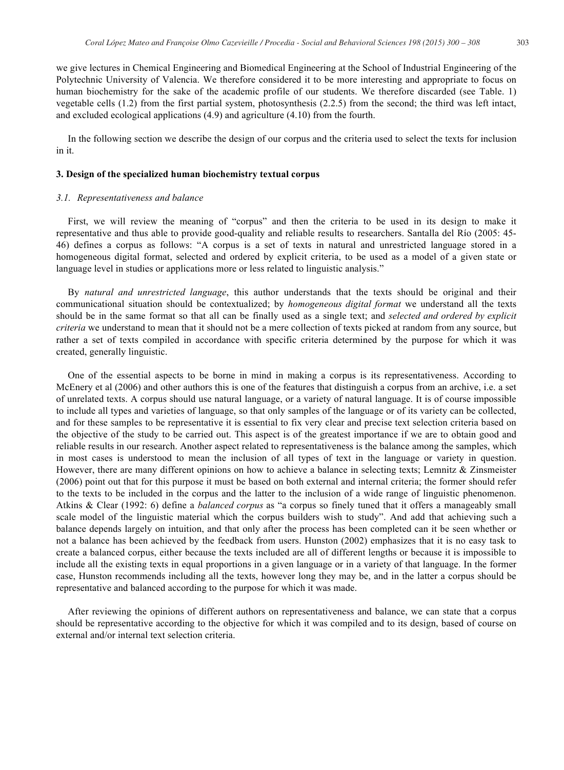we give lectures in Chemical Engineering and Biomedical Engineering at the School of Industrial Engineering of the Polytechnic University of Valencia. We therefore considered it to be more interesting and appropriate to focus on human biochemistry for the sake of the academic profile of our students. We therefore discarded (see Table. 1) vegetable cells (1.2) from the first partial system, photosynthesis (2.2.5) from the second; the third was left intact, and excluded ecological applications (4.9) and agriculture (4.10) from the fourth.

In the following section we describe the design of our corpus and the criteria used to select the texts for inclusion in it.

## 3. Design of the specialized human biochemistry textual corpus

### 3.1. Representativeness and balance

First, we will review the meaning of "corpus" and then the criteria to be used in its design to make it representative and thus able to provide good-quality and reliable results to researchers. Santalla del Río (2005: 45-46) defines a corpus as follows: "A corpus is a set of texts in natural and unrestricted language stored in a homogeneous digital format, selected and ordered by explicit criteria, to be used as a model of a given state or language level in studies or applications more or less related to linguistic analysis."

By *natural and unrestricted language*, this author understands that the texts should be original and their communicational situation should be contextualized; by *homogeneous digital format* we understand all the texts should be in the same format so that all can be finally used as a single text; and *selected and ordered by explicit criteria* we understand to mean that it should not be a mere collection of texts picked at random from any source, but rather a set of texts compiled in accordance with specific criteria determined by the purpose for which it was created, generally linguistic.

One of the essential aspects to be borne in mind in making a corpus is its representativeness. According to McEnery et al (2006) and other authors this is one of the features that distinguish a corpus from an archive, i.e. a set of unrelated texts. A corpus should use natural language, or a variety of natural language. It is of course impossible to include all types and varieties of language, so that only samples of the language or of its variety can be collected, and for these samples to be representative it is essential to fix very clear and precise text selection criteria based on the objective of the study to be carried out. This aspect is of the greatest importance if we are to obtain good and reliable results in our research. Another aspect related to representativeness is the balance among the samples, which in most cases is understood to mean the inclusion of all types of text in the language or variety in question. However, there are many different opinions on how to achieve a balance in selecting texts; Lemnitz & Zinsmeister (2006) point out that for this purpose it must be based on both external and internal criteria; the former should refer to the texts to be included in the corpus and the latter to the inclusion of a wide range of linguistic phenomenon. Atkins & Clear (1992: 6) define a *balanced corpus* as "a corpus so finely tuned that it offers a manageably small scale model of the linguistic material which the corpus builders wish to study". And add that achieving such a balance depends largely on intuition, and that only after the process has been completed can it be seen whether or not a balance has been achieved by the feedback from users. Hunston (2002) emphasizes that it is no easy task to create a balanced corpus, either because the texts included are all of different lengths or because it is impossible to include all the existing texts in equal proportions in a given language or in a variety of that language. In the former case, Hunston recommends including all the texts, however long they may be, and in the latter a corpus should be representative and balanced according to the purpose for which it was made.

After reviewing the opinions of different authors on representativeness and balance, we can state that a corpus should be representative according to the objective for which it was compiled and to its design, based of course on external and/or internal text selection criteria.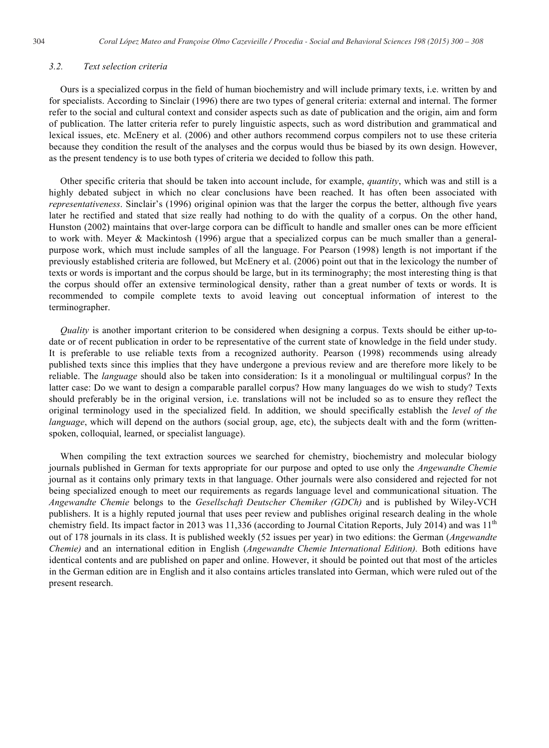### 3.2. Text selection criteria

Ours is a specialized corpus in the field of human biochemistry and will include primary texts, i.e. written by and for specialists. According to Sinclair (1996) there are two types of general criteria: external and internal. The former refer to the social and cultural context and consider aspects such as date of publication and the origin, aim and form of publication. The latter criteria refer to purely linguistic aspects, such as word distribution and grammatical and lexical issues, etc. McEnery et al. (2006) and other authors recommend corpus compilers not to use these criteria because they condition the result of the analyses and the corpus would thus be biased by its own design. However, as the present tendency is to use both types of criteria we decided to follow this path.

Other specific criteria that should be taken into account include, for example, *quantity*, which was and still is a highly debated subject in which no clear conclusions have been reached. It has often been associated with *representativeness*. Sinclair's (1996) original opinion was that the larger the corpus the better, although five years later he rectified and stated that size really had nothing to do with the quality of a corpus. On the other hand, Hunston (2002) maintains that over-large corpora can be difficult to handle and smaller ones can be more efficient to work with. Meyer & Mackintosh (1996) argue that a specialized corpus can be much smaller than a general-purpose work, which must include samples of all the language. For Pearson (1998) length is not important if the previously established criteria are followed, but McEnery et al. (2006) point out that in the lexicology the number of texts or words is important and the corpus should be large, but in its terminography; the most interesting thing is that the corpus should offer an extensive terminological density, rather than a great number of texts or words. It is recommended to compile complete texts to avoid leaving out conceptual information of interest to the terminographer.

*Quality* is another important criterion to be considered when designing a corpus. Texts should be either up-to-date or of recent publication in order to be representative of the current state of knowledge in the field under study. It is preferable to use reliable texts from a recognized authority. Pearson (1998) recommends using already published texts since this implies that they have undergone a previous review and are therefore more likely to be reliable. The *language* should also be taken into consideration: Is it a monolingual or multilingual corpus? In the latter case: Do we want to design a comparable parallel corpus? How many languages do we wish to study? Texts should preferably be in the original version, i.e. translations will not be included so as to ensure they reflect the original terminology used in the specialized field. In addition, we should specifically establish the *level of the language*, which will depend on the authors (social group, age, etc), the subjects dealt with and the form (written-spoken, colloquial, learned, or specialist language).

When compiling the text extraction sources we searched for chemistry, biochemistry and molecular biology journals published in German for texts appropriate for our purpose and opted to use only the *Angewandte Chemie* journal as it contains only primary texts in that language. Other journals were also considered and rejected for not being specialized enough to meet our requirements as regards language level and communicational situation. The *Angewandte Chemie* belongs to the *Gesellschaft Deutscher Chemiker (GDCh)* and is published by Wiley-VCH publishers. It is a highly reputed journal that uses peer review and publishes original research dealing in the whole chemistry field. Its impact factor in 2013 was 11,336 (according to Journal Citation Reports, July 2014) and was 11$^{th}$ out of 178 journals in its class. It is published weekly (52 issues per year) in two editions: the German (*Angewandte Chemie)* and an international edition in English (*Angewandte Chemie International Edition).* Both editions have identical contents and are published on paper and online. However, it should be pointed out that most of the articles in the German edition are in English and it also contains articles translated into German, which were ruled out of the present research.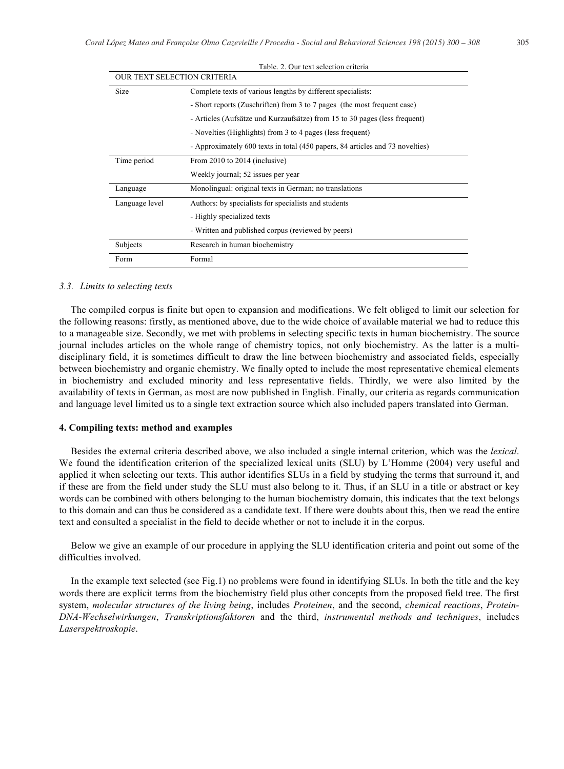Table. 2. Our text selection criteria

| OUR TEXT SELECTION CRITERIA | |
|---|---|
| Size | Complete texts of various lengths by different specialists: |
| | - Short reports (Zuschriften) from 3 to 7 pages (the most frequent case) |
| | - Articles (Aufsätze und Kurzaufsätze) from 15 to 30 pages (less frequent) |
| | - Novelties (Highlights) from 3 to 4 pages (less frequent) |
| | - Approximately 600 texts in total (450 papers, 84 articles and 73 novelties) |
| Time period | From 2010 to 2014 (inclusive) |
| | Weekly journal; 52 issues per year |
| Language | Monolingual: original texts in German; no translations |
| Language level | Authors: by specialists for specialists and students |
| | - Highly specialized texts |
| | - Written and published corpus (reviewed by peers) |
| Subjects | Research in human biochemistry |
| Form | Formal |

### 3.3. Limits to selecting texts

The compiled corpus is finite but open to expansion and modifications. We felt obliged to limit our selection for the following reasons: firstly, as mentioned above, due to the wide choice of available material we had to reduce this to a manageable size. Secondly, we met with problems in selecting specific texts in human biochemistry. The source journal includes articles on the whole range of chemistry topics, not only biochemistry. As the latter is a multi-disciplinary field, it is sometimes difficult to draw the line between biochemistry and associated fields, especially between biochemistry and organic chemistry. We finally opted to include the most representative chemical elements in biochemistry and excluded minority and less representative fields. Thirdly, we were also limited by the availability of texts in German, as most are now published in English. Finally, our criteria as regards communication and language level limited us to a single text extraction source which also included papers translated into German.

## 4. Compiling texts: method and examples

Besides the external criteria described above, we also included a single internal criterion, which was the *lexical*. We found the identification criterion of the specialized lexical units (SLU) by L'Homme (2004) very useful and applied it when selecting our texts. This author identifies SLUs in a field by studying the terms that surround it, and if these are from the field under study the SLU must also belong to it. Thus, if an SLU in a title or abstract or key words can be combined with others belonging to the human biochemistry domain, this indicates that the text belongs to this domain and can thus be considered as a candidate text. If there were doubts about this, then we read the entire text and consulted a specialist in the field to decide whether or not to include it in the corpus.

Below we give an example of our procedure in applying the SLU identification criteria and point out some of the difficulties involved.

In the example text selected (see Fig.1) no problems were found in identifying SLUs. In both the title and the key words there are explicit terms from the biochemistry field plus other concepts from the proposed field tree. The first system, *molecular structures of the living being*, includes *Proteinen*, and the second, *chemical reactions*, *Protein-DNA-Wechselwirkungen*, *Transkriptionsfaktoren* and the third, *instrumental methods and techniques*, includes *Laserspektroskopie*.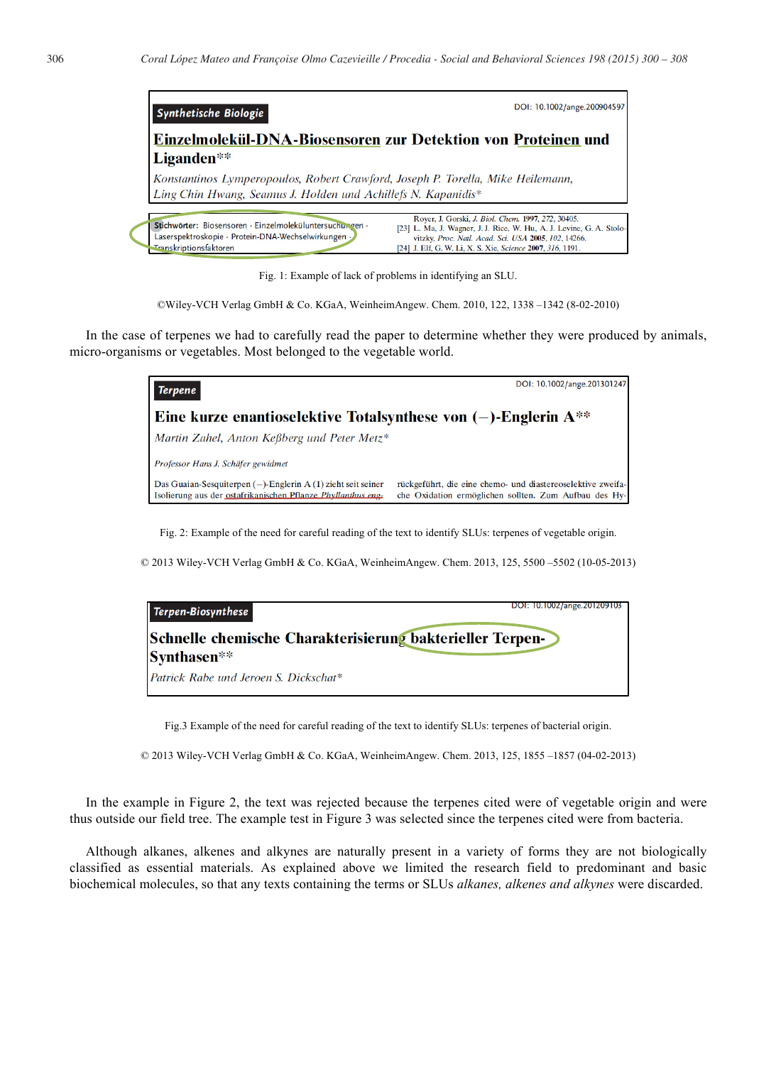Synthetische Biologie

DOI: 10.1002/ange.200904597

**Einzelmolekül-DNA-Biosensoren zur Detektion von Proteinen und Liganden****

*Konstantinos Lymperopoulos, Robert Crawford, Joseph P. Torella, Mike Heilemann, Ling Chin Hwang, Seamus J. Holden und Achillefs N. Kapanidis**

Stichwörter: Biosensoren · Einzelmoleküluntersuchungen · Laserspektroskopie · Protein-DNA-Wechselwirkungen · Transkriptionsfaktoren

Royer, J. Gorski, *J. Biol. Chem.* **1997**, *272*, 30405.
[23] L. Ma, J. Wagner, J. J. Rice, W. Hu, A. J. Levine, G. A. Stolovitzky, *Proc. Natl. Acad. Sci. USA* **2005**, *102*, 14266.
[24] J. Elf, G. W. Li, X. S. Xie, *Science* **2007**, *316*, 1191.

Fig. 1: Example of lack of problems in identifying an SLU.

©Wiley-VCH Verlag GmbH & Co. KGaA, WeinheimAngew. Chem. 2010, 122, 1338 –1342 (8-02-2010)

In the case of terpenes we had to carefully read the paper to determine whether they were produced by animals, micro-organisms or vegetables. Most belonged to the vegetable world.

Terpene

DOI: 10.1002/ange.201301247

**Eine kurze enantioselektive Totalsynthese von (−)-Englerin A****

*Martin Zahel, Anton Keßberg und Peter Metz**

*Professor Hans J. Schäfer gewidmet*

Das Guaian-Sesquiterpen (−)-Englerin A (1) zieht seit seiner Isolierung aus der ostafrikanischen Pflanze *Phyllanthus eng-* rückgeführt, die eine chemo- und diastereoselektive zweifache Oxidation ermöglichen sollten. Zum Aufbau des Hy-

Fig. 2: Example of the need for careful reading of the text to identify SLUs: terpenes of vegetable origin.

© 2013 Wiley-VCH Verlag GmbH & Co. KGaA, WeinheimAngew. Chem. 2013, 125, 5500 –5502 (10-05-2013)

Terpen-Biosynthese

DOI: 10.1002/ange.201209103

**Schnelle chemische Charakterisierung bakterieller Terpen-Synthasen****

*Patrick Rabe und Jeroen S. Dickschat**

Fig.3 Example of the need for careful reading of the text to identify SLUs: terpenes of bacterial origin.

© 2013 Wiley-VCH Verlag GmbH & Co. KGaA, WeinheimAngew. Chem. 2013, 125, 1855 –1857 (04-02-2013)

In the example in Figure 2, the text was rejected because the terpenes cited were of vegetable origin and were thus outside our field tree. The example test in Figure 3 was selected since the terpenes cited were from bacteria.

Although alkanes, alkenes and alkynes are naturally present in a variety of forms they are not biologically classified as essential materials. As explained above we limited the research field to predominant and basic biochemical molecules, so that any texts containing the terms or SLUs *alkanes, alkenes and alkynes* were discarded.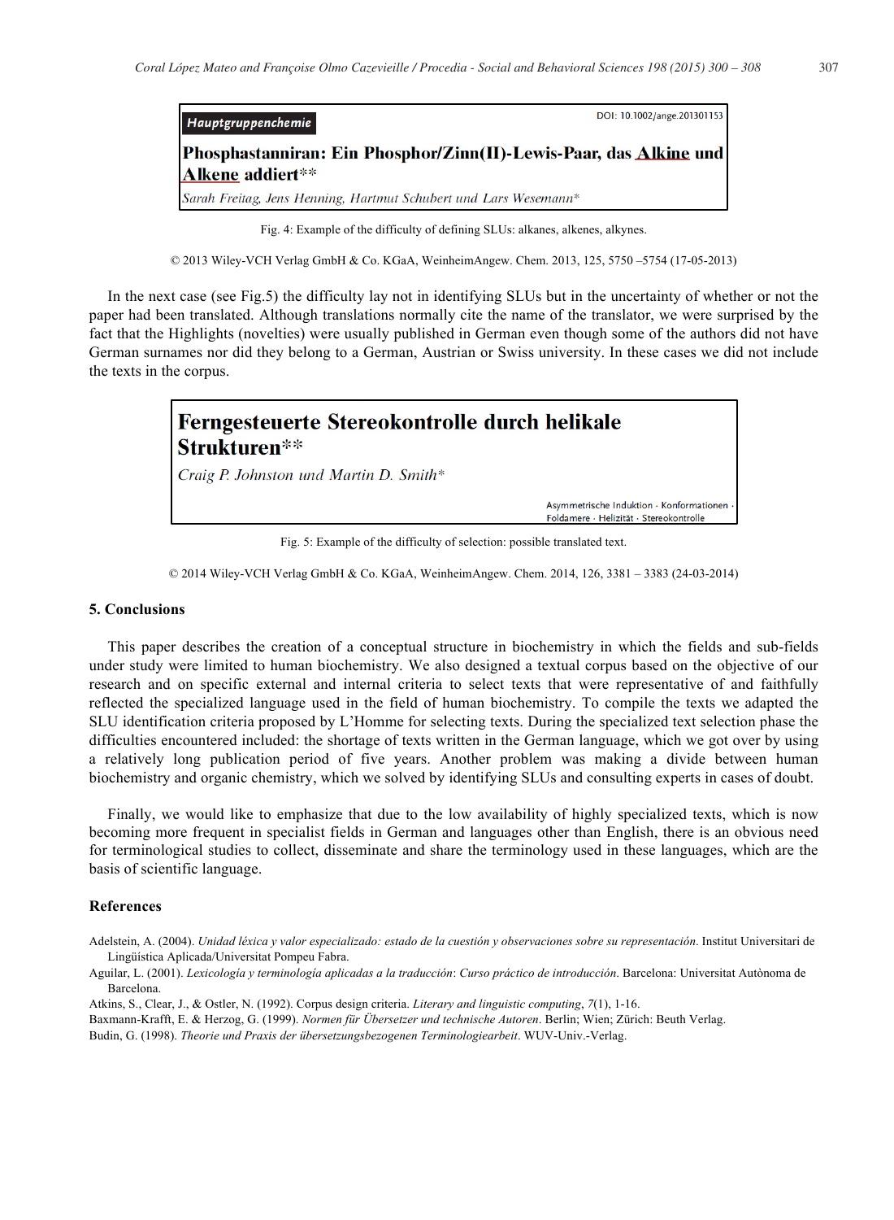Hauptgruppenchemie

DOI: 10.1002/ange.201301153

**Phosphastanniran: Ein Phosphor/Zinn(II)-Lewis-Paar, das Alkine und Alkene addiert****

*Sarah Freitag, Jens Henning, Hartmut Schubert und Lars Wesemann**

Fig. 4: Example of the difficulty of defining SLUs: alkanes, alkenes, alkynes.

© 2013 Wiley-VCH Verlag GmbH & Co. KGaA, WeinheimAngew. Chem. 2013, 125, 5750 –5754 (17-05-2013)

In the next case (see Fig.5) the difficulty lay not in identifying SLUs but in the uncertainty of whether or not the paper had been translated. Although translations normally cite the name of the translator, we were surprised by the fact that the Highlights (novelties) were usually published in German even though some of the authors did not have German surnames nor did they belong to a German, Austrian or Swiss university. In these cases we did not include the texts in the corpus.

**Ferngesteuerte Stereokontrolle durch helikale Strukturen****

*Craig P. Johnston und Martin D. Smith**

Asymmetrische Induktion · Konformationen · Foldamere · Helizität · Stereokontrolle

Fig. 5: Example of the difficulty of selection: possible translated text.

© 2014 Wiley-VCH Verlag GmbH & Co. KGaA, WeinheimAngew. Chem. 2014, 126, 3381 – 3383 (24-03-2014)

## 5. Conclusions

This paper describes the creation of a conceptual structure in biochemistry in which the fields and sub-fields under study were limited to human biochemistry. We also designed a textual corpus based on the objective of our research and on specific external and internal criteria to select texts that were representative of and faithfully reflected the specialized language used in the field of human biochemistry. To compile the texts we adapted the SLU identification criteria proposed by L'Homme for selecting texts. During the specialized text selection phase the difficulties encountered included: the shortage of texts written in the German language, which we got over by using a relatively long publication period of five years. Another problem was making a divide between human biochemistry and organic chemistry, which we solved by identifying SLUs and consulting experts in cases of doubt.

Finally, we would like to emphasize that due to the low availability of highly specialized texts, which is now becoming more frequent in specialist fields in German and languages other than English, there is an obvious need for terminological studies to collect, disseminate and share the terminology used in these languages, which are the basis of scientific language.

## References

Adelstein, A. (2004). *Unidad léxica y valor especializado: estado de la cuestión y observaciones sobre su representación*. Institut Universitari de Lingüística Aplicada/Universitat Pompeu Fabra.

Aguilar, L. (2001). *Lexicología y terminología aplicadas a la traducción*: *Curso práctico de introducción*. Barcelona: Universitat Autònoma de Barcelona.

Atkins, S., Clear, J., & Ostler, N. (1992). Corpus design criteria. *Literary and linguistic computing*, *7*(1), 1-16.

Baxmann-Krafft, E. & Herzog, G. (1999). *Normen für Übersetzer und technische Autoren*. Berlin; Wien; Zürich: Beuth Verlag.

Budin, G. (1998). *Theorie und Praxis der übersetzungsbezogenen Terminologiearbeit*. WUV-Univ.-Verlag.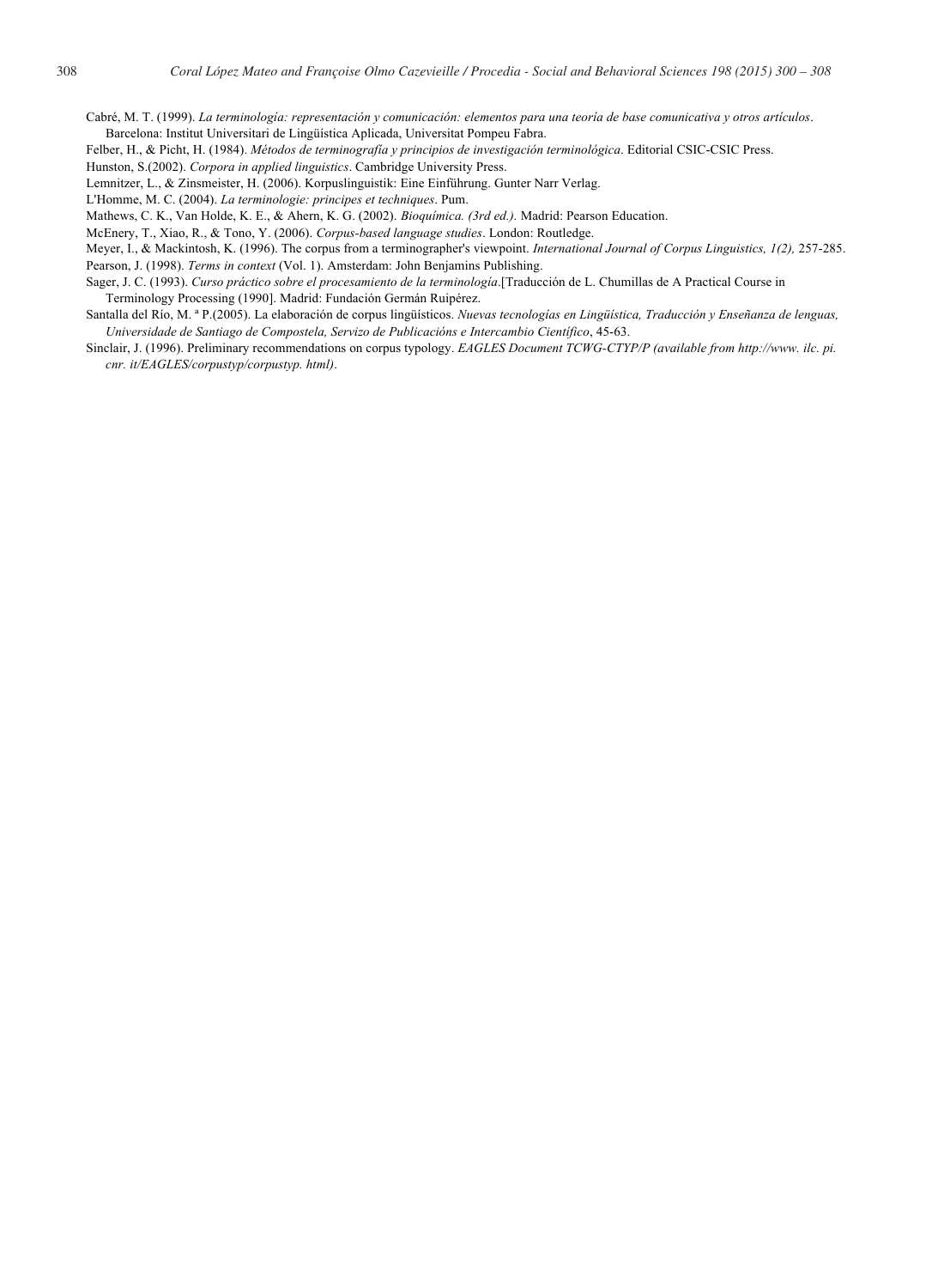Cabré, M. T. (1999). *La terminología: representación y comunicación: elementos para una teoría de base comunicativa y otros artículos*. Barcelona: Institut Universitari de Lingüística Aplicada, Universitat Pompeu Fabra.

Felber, H., & Picht, H. (1984). *Métodos de terminografía y principios de investigación terminológica*. Editorial CSIC-CSIC Press.

Hunston, S.(2002). *Corpora in applied linguistics*. Cambridge University Press.

Lemnitzer, L., & Zinsmeister, H. (2006). Korpuslinguistik: Eine Einführung. Gunter Narr Verlag.

L'Homme, M. C. (2004). *La terminologie: principes et techniques*. Pum.

Mathews, C. K., Van Holde, K. E., & Ahern, K. G. (2002). *Bioquímica. (3rd ed.).* Madrid: Pearson Education.

McEnery, T., Xiao, R., & Tono, Y. (2006). *Corpus-based language studies*. London: Routledge.

Meyer, I., & Mackintosh, K. (1996). The corpus from a terminographer's viewpoint. *International Journal of Corpus Linguistics, 1(2),* 257-285.

Pearson, J. (1998). *Terms in context* (Vol. 1). Amsterdam: John Benjamins Publishing.

Sager, J. C. (1993). *Curso práctico sobre el procesamiento de la terminología*.[Traducción de L. Chumillas de A Practical Course in Terminology Processing (1990]. Madrid: Fundación Germán Ruipérez.

Santalla del Río, M. ª P.(2005). La elaboración de corpus lingüísticos. *Nuevas tecnologías en Lingüística, Traducción y Enseñanza de lenguas, Universidade de Santiago de Compostela, Servizo de Publicacións e Intercambio Científico*, 45-63.

Sinclair, J. (1996). Preliminary recommendations on corpus typology. *EAGLES Document TCWG-CTYP/P (available from http://www. ilc. pi. cnr. it/EAGLES/corpustyp/corpustyp. html)*.